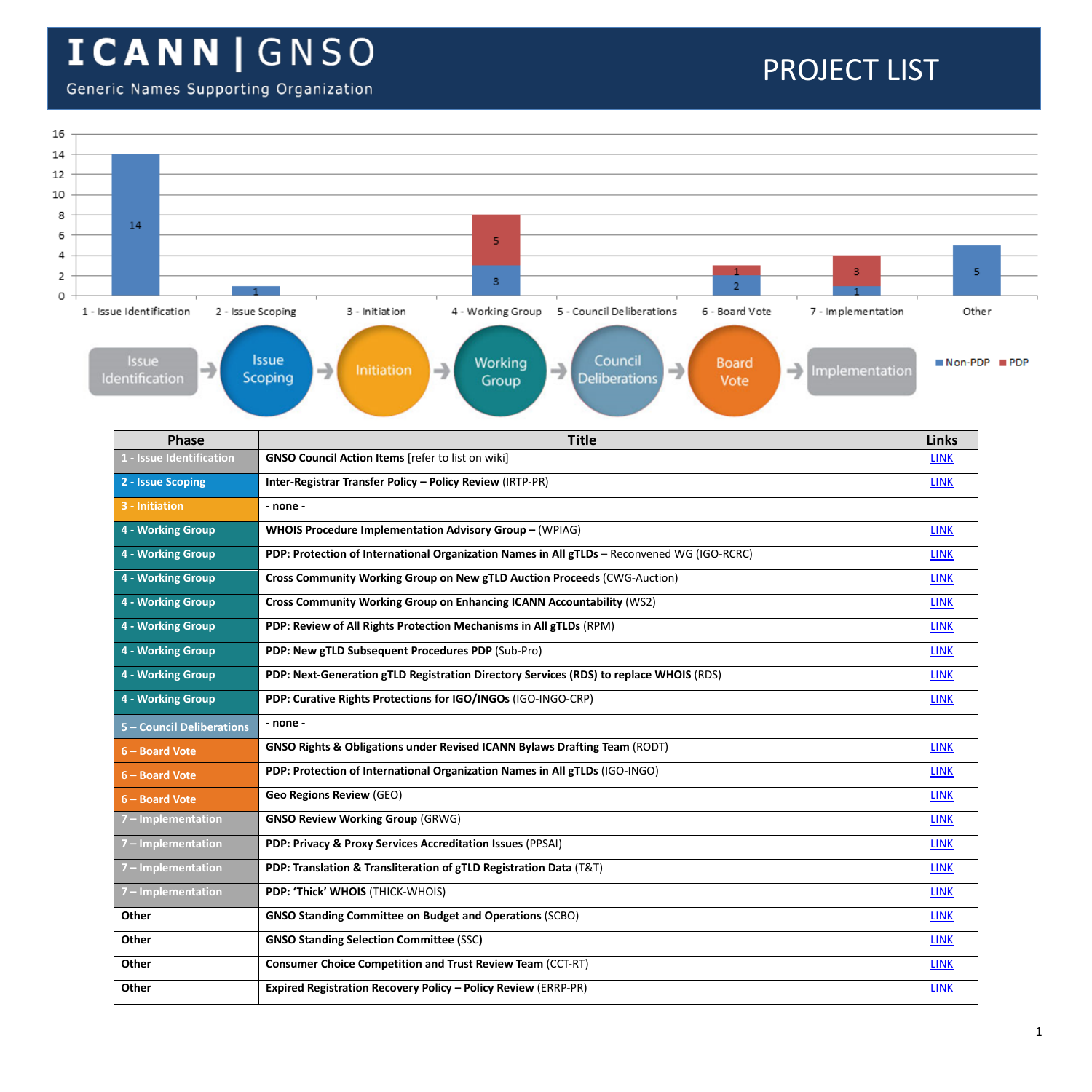# ICANN | GNSO

Generic Names Supporting Organization

# PROJECT LIST

| Phase | Non-PDP | PDP |
|---|---|---|
| 1 - Issue Identification | 14 | |
| 2 - Issue Scoping | 1 | |
| 3 - Initiation | | |
| 4 - Working Group | 3 | 5 |
| 5 - Council Deliberations | | |
| 6 - Board Vote | 2 | 1 |
| 7 - Implementation | 1 | 3 |
| Other | 5 | |

Issue Identification → Issue Scoping → Initiation → Working Group → Council Deliberations → Board Vote → Implementation

| Phase | Title | Links |
|---|---|---|
| 1 - Issue Identification | **GNSO Council Action Items** [refer to list on wiki] | LINK |
| 2 - Issue Scoping | **Inter-Registrar Transfer Policy – Policy Review** (IRTP-PR) | LINK |
| 3 - Initiation | **- none -** | |
| 4 - Working Group | **WHOIS Procedure Implementation Advisory Group –** (WPIAG) | LINK |
| 4 - Working Group | **PDP: Protection of International Organization Names in All gTLDs** – Reconvened WG (IGO-RCRC) | LINK |
| 4 - Working Group | **Cross Community Working Group on New gTLD Auction Proceeds** (CWG-Auction) | LINK |
| 4 - Working Group | **Cross Community Working Group on Enhancing ICANN Accountability** (WS2) | LINK |
| 4 - Working Group | **PDP: Review of All Rights Protection Mechanisms in All gTLDs** (RPM) | LINK |
| 4 - Working Group | **PDP: New gTLD Subsequent Procedures PDP** (Sub-Pro) | LINK |
| 4 - Working Group | **PDP: Next-Generation gTLD Registration Directory Services (RDS) to replace WHOIS** (RDS) | LINK |
| 4 - Working Group | **PDP: Curative Rights Protections for IGO/INGOs** (IGO-INGO-CRP) | LINK |
| 5 – Council Deliberations | **- none -** | |
| 6 – Board Vote | **GNSO Rights & Obligations under Revised ICANN Bylaws Drafting Team** (RODT) | LINK |
| 6 – Board Vote | **PDP: Protection of International Organization Names in All gTLDs** (IGO-INGO) | LINK |
| 6 – Board Vote | **Geo Regions Review** (GEO) | LINK |
| 7 – Implementation | **GNSO Review Working Group** (GRWG) | LINK |
| 7 – Implementation | **PDP: Privacy & Proxy Services Accreditation Issues** (PPSAI) | LINK |
| 7 – Implementation | **PDP: Translation & Transliteration of gTLD Registration Data** (T&T) | LINK |
| 7 – Implementation | **PDP: 'Thick' WHOIS** (THICK-WHOIS) | LINK |
| Other | **GNSO Standing Committee on Budget and Operations** (SCBO) | LINK |
| Other | **GNSO Standing Selection Committee** (SSC) | LINK |
| Other | **Consumer Choice Competition and Trust Review Team** (CCT-RT) | LINK |
| Other | **Expired Registration Recovery Policy – Policy Review** (ERRP-PR) | LINK |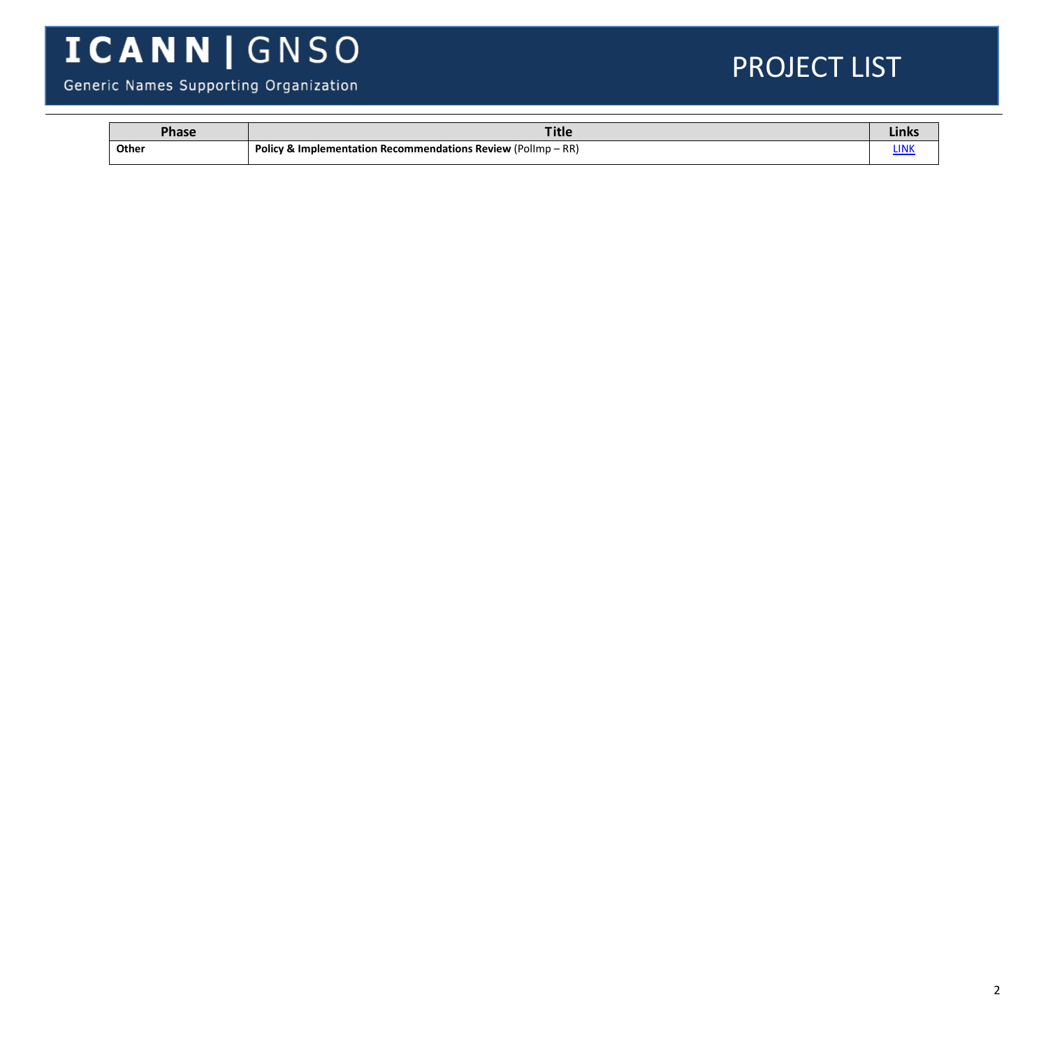| Phase | Title | Links |
|---|---|---|
| **Other** | **Policy & Implementation Recommendations Review** (PolImp – RR) | LINK |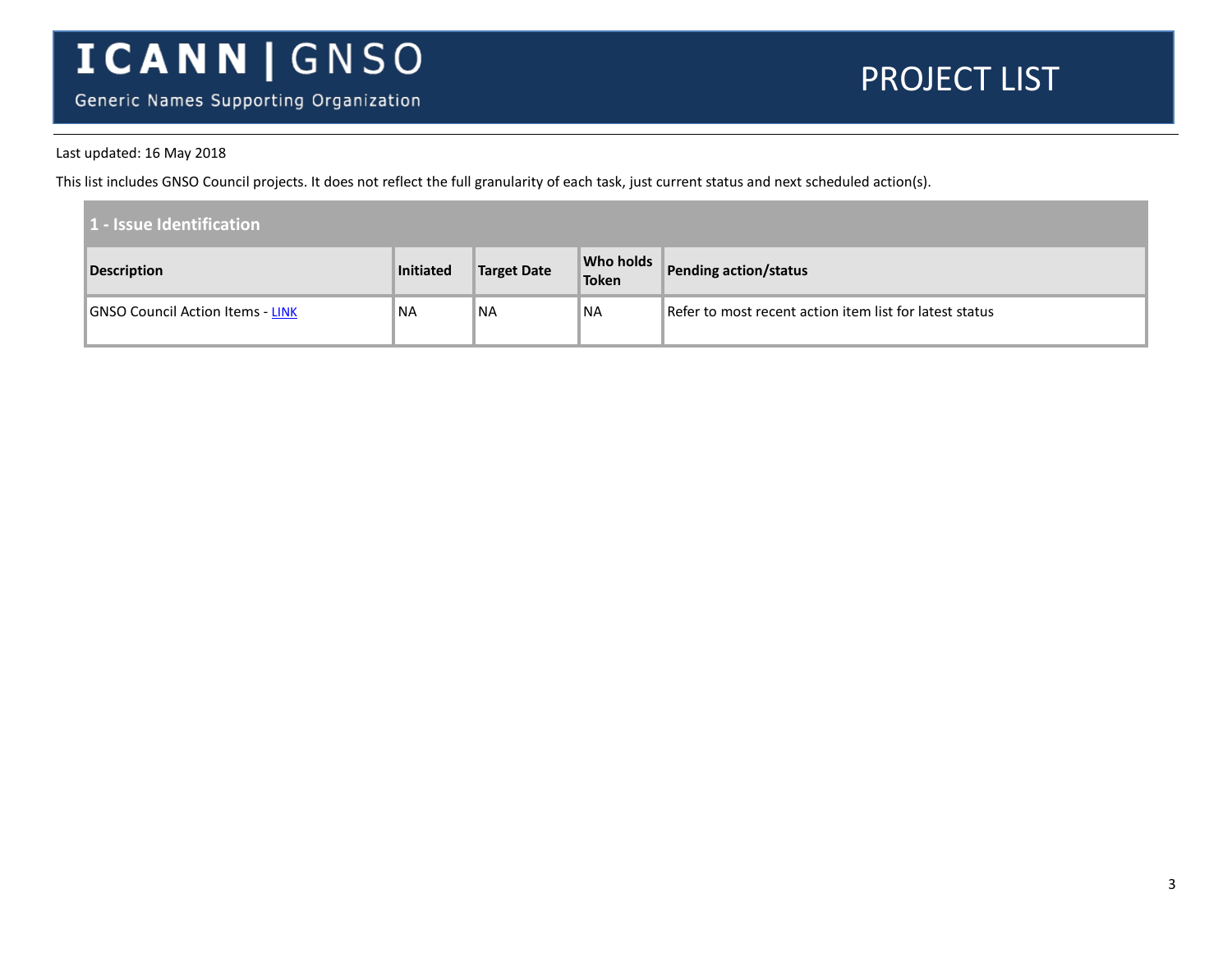# ICANN | GNSO

Generic Names Supporting Organization

# PROJECT LIST

Last updated: 16 May 2018

This list includes GNSO Council projects. It does not reflect the full granularity of each task, just current status and next scheduled action(s).

## 1 - Issue Identification

| Description | Initiated | Target Date | Who holds Token | Pending action/status |
|---|---|---|---|---|
| GNSO Council Action Items - LINK | NA | NA | NA | Refer to most recent action item list for latest status |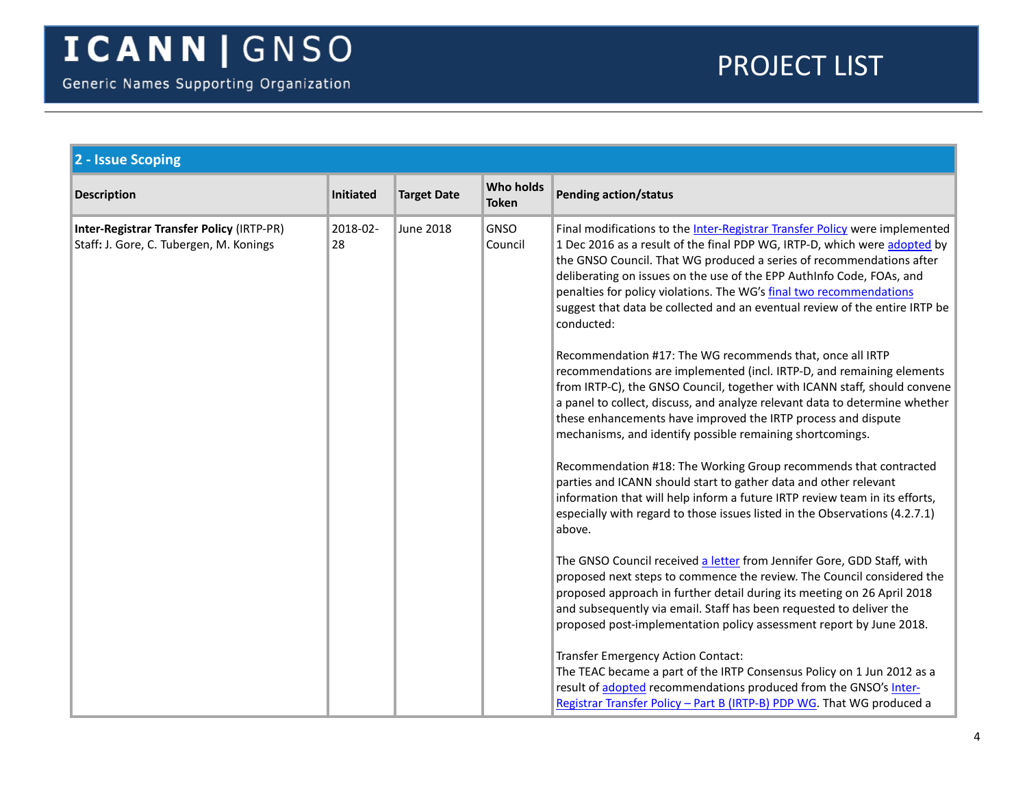| 2 - Issue Scoping | | | | |
|---|---|---|---|---|
| **Description** | **Initiated** | **Target Date** | **Who holds Token** | **Pending action/status** |
| **Inter-Registrar Transfer Policy** (IRTP-PR)<br>Staff**:** J. Gore, C. Tubergen, M. Konings | 2018-02-28 | June 2018 | GNSO Council | Final modifications to the Inter-Registrar Transfer Policy were implemented 1 Dec 2016 as a result of the final PDP WG, IRTP-D, which were adopted by the GNSO Council. That WG produced a series of recommendations after deliberating on issues on the use of the EPP AuthInfo Code, FOAs, and penalties for policy violations. The WG's final two recommendations suggest that data be collected and an eventual review of the entire IRTP be conducted:<br><br>Recommendation #17: The WG recommends that, once all IRTP recommendations are implemented (incl. IRTP-D, and remaining elements from IRTP-C), the GNSO Council, together with ICANN staff, should convene a panel to collect, discuss, and analyze relevant data to determine whether these enhancements have improved the IRTP process and dispute mechanisms, and identify possible remaining shortcomings.<br><br>Recommendation #18: The Working Group recommends that contracted parties and ICANN should start to gather data and other relevant information that will help inform a future IRTP review team in its efforts, especially with regard to those issues listed in the Observations (4.2.7.1) above.<br><br>The GNSO Council received a letter from Jennifer Gore, GDD Staff, with proposed next steps to commence the review. The Council considered the proposed approach in further detail during its meeting on 26 April 2018 and subsequently via email. Staff has been requested to deliver the proposed post-implementation policy assessment report by June 2018.<br><br>Transfer Emergency Action Contact:<br>The TEAC became a part of the IRTP Consensus Policy on 1 Jun 2012 as a result of adopted recommendations produced from the GNSO's Inter-Registrar Transfer Policy – Part B (IRTP-B) PDP WG. That WG produced a |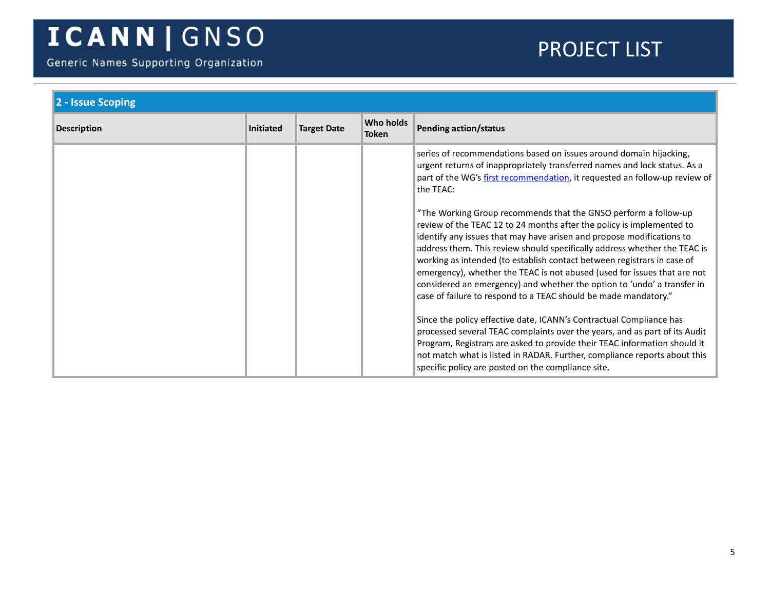| 2 - Issue Scoping | | | | |
|---|---|---|---|---|
| **Description** | **Initiated** | **Target Date** | **Who holds Token** | **Pending action/status** |
| | | | | series of recommendations based on issues around domain hijacking, urgent returns of inappropriately transferred names and lock status. As a part of the WG's first recommendation, it requested an follow-up review of the TEAC:<br><br>"The Working Group recommends that the GNSO perform a follow-up review of the TEAC 12 to 24 months after the policy is implemented to identify any issues that may have arisen and propose modifications to address them. This review should specifically address whether the TEAC is working as intended (to establish contact between registrars in case of emergency), whether the TEAC is not abused (used for issues that are not considered an emergency) and whether the option to 'undo' a transfer in case of failure to respond to a TEAC should be made mandatory."<br><br>Since the policy effective date, ICANN's Contractual Compliance has processed several TEAC complaints over the years, and as part of its Audit Program, Registrars are asked to provide their TEAC information should it not match what is listed in RADAR. Further, compliance reports about this specific policy are posted on the compliance site. |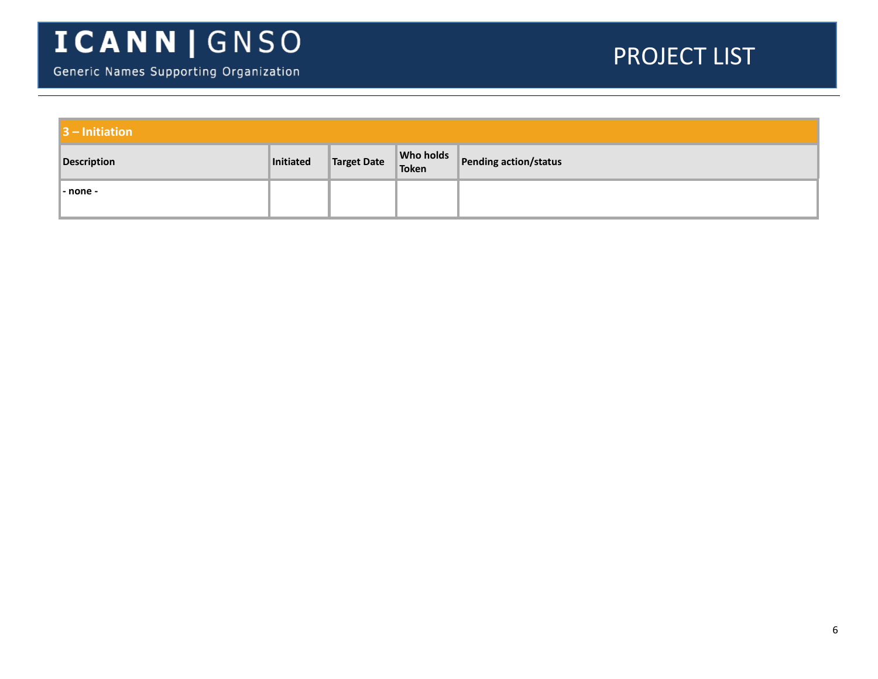| 3 – Initiation | | | | |
|---|---|---|---|---|
| **Description** | **Initiated** | **Target Date** | **Who holds Token** | **Pending action/status** |
| **- none -** | | | | |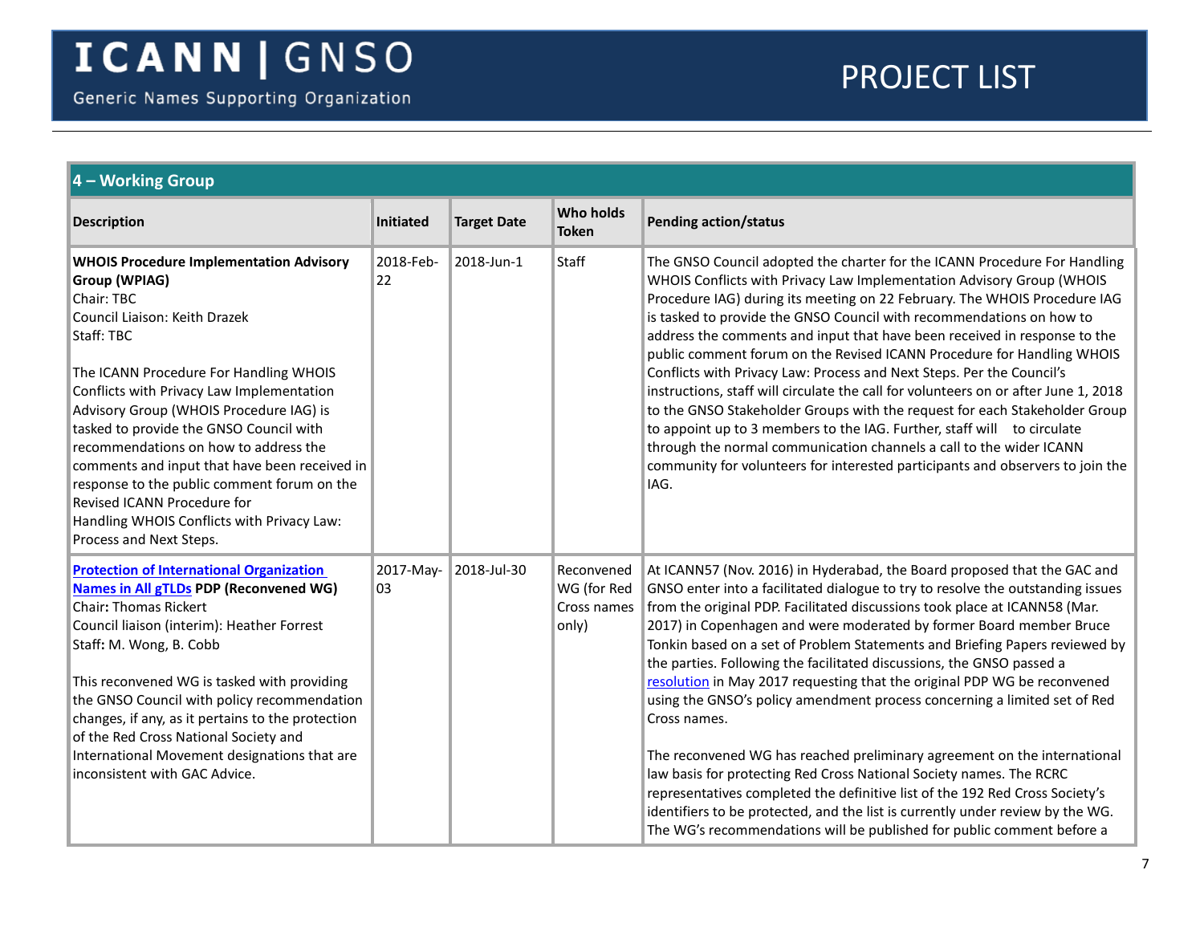## 4 – Working Group

| Description | Initiated | Target Date | Who holds Token | Pending action/status |
|---|---|---|---|---|
| **WHOIS Procedure Implementation Advisory Group (WPIAG)**<br>Chair: TBC<br>Council Liaison: Keith Drazek<br>Staff: TBC<br><br>The ICANN Procedure For Handling WHOIS Conflicts with Privacy Law Implementation Advisory Group (WHOIS Procedure IAG) is tasked to provide the GNSO Council with recommendations on how to address the comments and input that have been received in response to the public comment forum on the Revised ICANN Procedure for Handling WHOIS Conflicts with Privacy Law: Process and Next Steps. | 2018-Feb-22 | 2018-Jun-1 | Staff | The GNSO Council adopted the charter for the ICANN Procedure For Handling WHOIS Conflicts with Privacy Law Implementation Advisory Group (WHOIS Procedure IAG) during its meeting on 22 February. The WHOIS Procedure IAG is tasked to provide the GNSO Council with recommendations on how to address the comments and input that have been received in response to the public comment forum on the Revised ICANN Procedure for Handling WHOIS Conflicts with Privacy Law: Process and Next Steps. Per the Council's instructions, staff will circulate the call for volunteers on or after June 1, 2018 to the GNSO Stakeholder Groups with the request for each Stakeholder Group to appoint up to 3 members to the IAG. Further, staff will to circulate through the normal communication channels a call to the wider ICANN community for volunteers for interested participants and observers to join the IAG. |
| **Protection of International Organization Names in All gTLDs PDP (Reconvened WG)**<br>Chair**:** Thomas Rickert<br>Council liaison (interim): Heather Forrest<br>Staff**:** M. Wong, B. Cobb<br><br>This reconvened WG is tasked with providing the GNSO Council with policy recommendation changes, if any, as it pertains to the protection of the Red Cross National Society and International Movement designations that are inconsistent with GAC Advice. | 2017-May-03 | 2018-Jul-30 | Reconvened WG (for Red Cross names only) | At ICANN57 (Nov. 2016) in Hyderabad, the Board proposed that the GAC and GNSO enter into a facilitated dialogue to try to resolve the outstanding issues from the original PDP. Facilitated discussions took place at ICANN58 (Mar. 2017) in Copenhagen and were moderated by former Board member Bruce Tonkin based on a set of Problem Statements and Briefing Papers reviewed by the parties. Following the facilitated discussions, the GNSO passed a resolution in May 2017 requesting that the original PDP WG be reconvened using the GNSO's policy amendment process concerning a limited set of Red Cross names.<br><br>The reconvened WG has reached preliminary agreement on the international law basis for protecting Red Cross National Society names. The RCRC representatives completed the definitive list of the 192 Red Cross Society's identifiers to be protected, and the list is currently under review by the WG. The WG's recommendations will be published for public comment before a |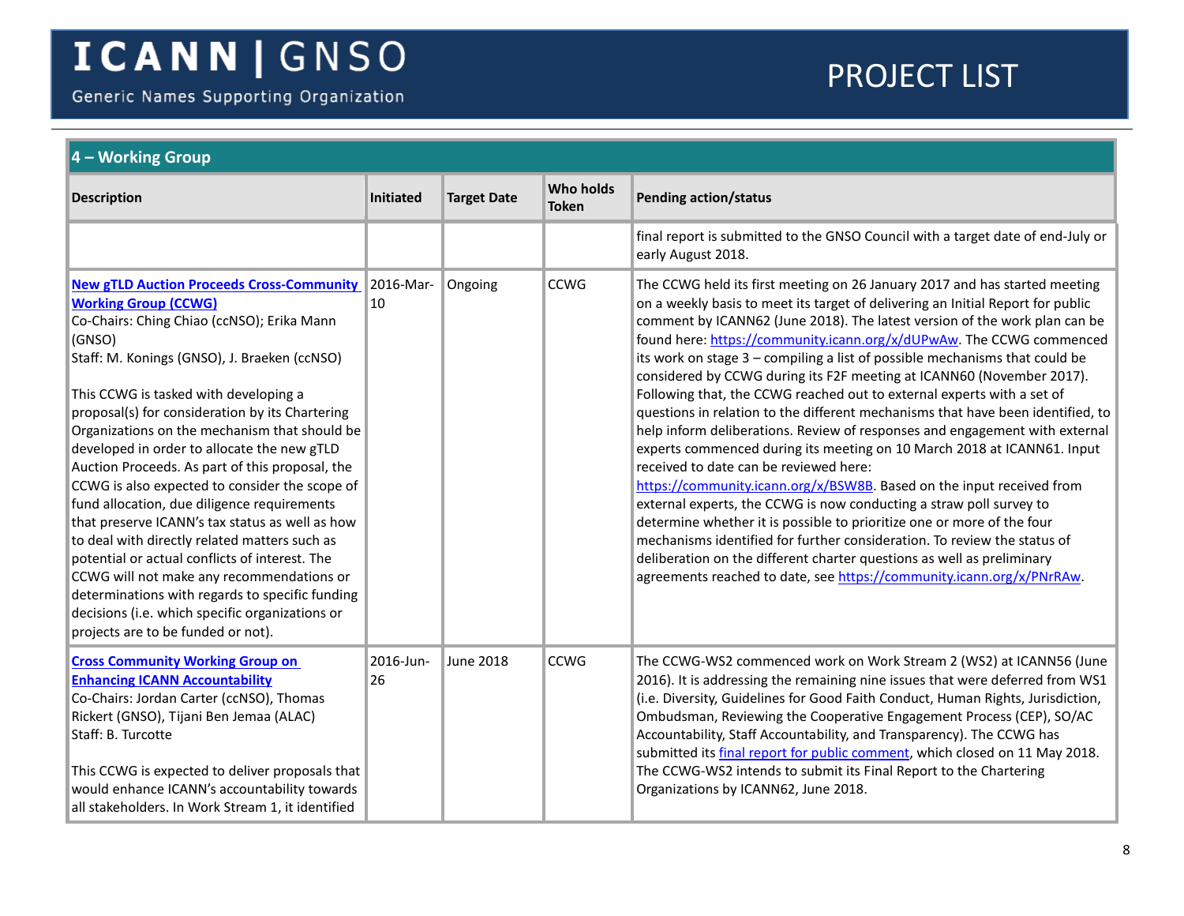## 4 – Working Group

| Description | Initiated | Target Date | Who holds Token | Pending action/status |
|---|---|---|---|---|
| | | | | final report is submitted to the GNSO Council with a target date of end-July or early August 2018. |
| **New gTLD Auction Proceeds Cross-Community Working Group (CCWG)**<br>Co-Chairs: Ching Chiao (ccNSO); Erika Mann (GNSO)<br>Staff: M. Konings (GNSO), J. Braeken (ccNSO)<br><br>This CCWG is tasked with developing a proposal(s) for consideration by its Chartering Organizations on the mechanism that should be developed in order to allocate the new gTLD Auction Proceeds. As part of this proposal, the CCWG is also expected to consider the scope of fund allocation, due diligence requirements that preserve ICANN's tax status as well as how to deal with directly related matters such as potential or actual conflicts of interest. The CCWG will not make any recommendations or determinations with regards to specific funding decisions (i.e. which specific organizations or projects are to be funded or not). | 2016-Mar-10 | Ongoing | CCWG | The CCWG held its first meeting on 26 January 2017 and has started meeting on a weekly basis to meet its target of delivering an Initial Report for public comment by ICANN62 (June 2018). The latest version of the work plan can be found here: https://community.icann.org/x/dUPwAw. The CCWG commenced its work on stage 3 – compiling a list of possible mechanisms that could be considered by CCWG during its F2F meeting at ICANN60 (November 2017). Following that, the CCWG reached out to external experts with a set of questions in relation to the different mechanisms that have been identified, to help inform deliberations. Review of responses and engagement with external experts commenced during its meeting on 10 March 2018 at ICANN61. Input received to date can be reviewed here: https://community.icann.org/x/BSW8B. Based on the input received from external experts, the CCWG is now conducting a straw poll survey to determine whether it is possible to prioritize one or more of the four mechanisms identified for further consideration. To review the status of deliberation on the different charter questions as well as preliminary agreements reached to date, see https://community.icann.org/x/PNrRAw. |
| **Cross Community Working Group on Enhancing ICANN Accountability**<br>Co-Chairs: Jordan Carter (ccNSO), Thomas Rickert (GNSO), Tijani Ben Jemaa (ALAC)<br>Staff: B. Turcotte<br><br>This CCWG is expected to deliver proposals that would enhance ICANN's accountability towards all stakeholders. In Work Stream 1, it identified | 2016-Jun-26 | June 2018 | CCWG | The CCWG-WS2 commenced work on Work Stream 2 (WS2) at ICANN56 (June 2016). It is addressing the remaining nine issues that were deferred from WS1 (i.e. Diversity, Guidelines for Good Faith Conduct, Human Rights, Jurisdiction, Ombudsman, Reviewing the Cooperative Engagement Process (CEP), SO/AC Accountability, Staff Accountability, and Transparency). The CCWG has submitted its final report for public comment, which closed on 11 May 2018. The CCWG-WS2 intends to submit its Final Report to the Chartering Organizations by ICANN62, June 2018. |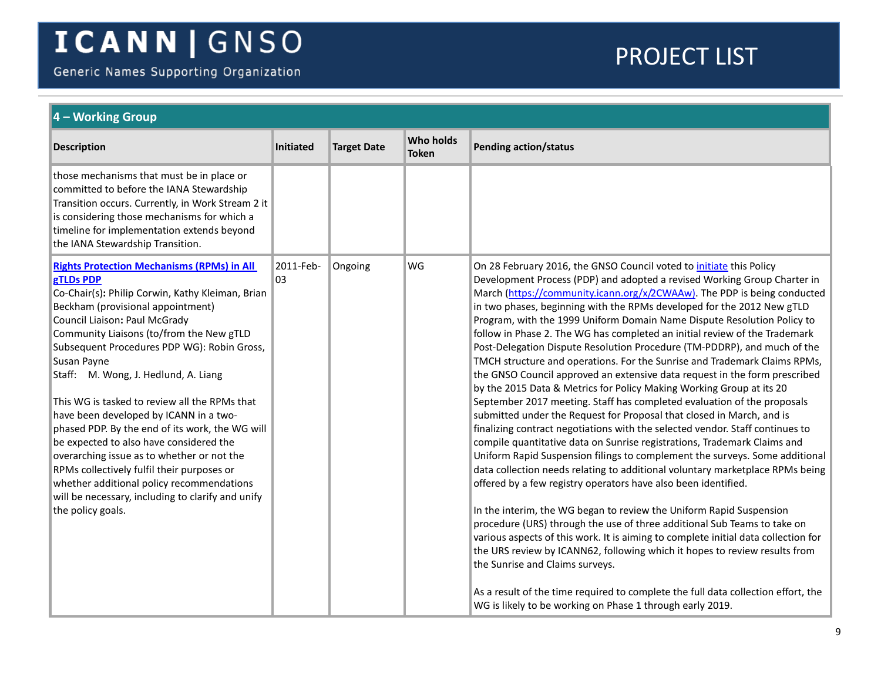## 4 – Working Group

| Description | Initiated | Target Date | Who holds Token | Pending action/status |
| --- | --- | --- | --- | --- |
| those mechanisms that must be in place or committed to before the IANA Stewardship Transition occurs. Currently, in Work Stream 2 it is considering those mechanisms for which a timeline for implementation extends beyond the IANA Stewardship Transition. | | | | |
| **Rights Protection Mechanisms (RPMs) in All gTLDs PDP**<br>Co-Chair(s): Philip Corwin, Kathy Kleiman, Brian Beckham (provisional appointment)<br>Council Liaison: Paul McGrady<br>Community Liaisons (to/from the New gTLD Subsequent Procedures PDP WG): Robin Gross, Susan Payne<br>Staff: M. Wong, J. Hedlund, A. Liang<br><br>This WG is tasked to review all the RPMs that have been developed by ICANN in a two-phased PDP. By the end of its work, the WG will be expected to also have considered the overarching issue as to whether or not the RPMs collectively fulfil their purposes or whether additional policy recommendations will be necessary, including to clarify and unify the policy goals. | 2011-Feb-03 | Ongoing | WG | On 28 February 2016, the GNSO Council voted to initiate this Policy Development Process (PDP) and adopted a revised Working Group Charter in March (https://community.icann.org/x/2CWAAw). The PDP is being conducted in two phases, beginning with the RPMs developed for the 2012 New gTLD Program, with the 1999 Uniform Domain Name Dispute Resolution Policy to follow in Phase 2. The WG has completed an initial review of the Trademark Post-Delegation Dispute Resolution Procedure (TM-PDDRP), and much of the TMCH structure and operations. For the Sunrise and Trademark Claims RPMs, the GNSO Council approved an extensive data request in the form prescribed by the 2015 Data & Metrics for Policy Making Working Group at its 20 September 2017 meeting. Staff has completed evaluation of the proposals submitted under the Request for Proposal that closed in March, and is finalizing contract negotiations with the selected vendor. Staff continues to compile quantitative data on Sunrise registrations, Trademark Claims and Uniform Rapid Suspension filings to complement the surveys. Some additional data collection needs relating to additional voluntary marketplace RPMs being offered by a few registry operators have also been identified.<br><br>In the interim, the WG began to review the Uniform Rapid Suspension procedure (URS) through the use of three additional Sub Teams to take on various aspects of this work. It is aiming to complete initial data collection for the URS review by ICANN62, following which it hopes to review results from the Sunrise and Claims surveys.<br><br>As a result of the time required to complete the full data collection effort, the WG is likely to be working on Phase 1 through early 2019. |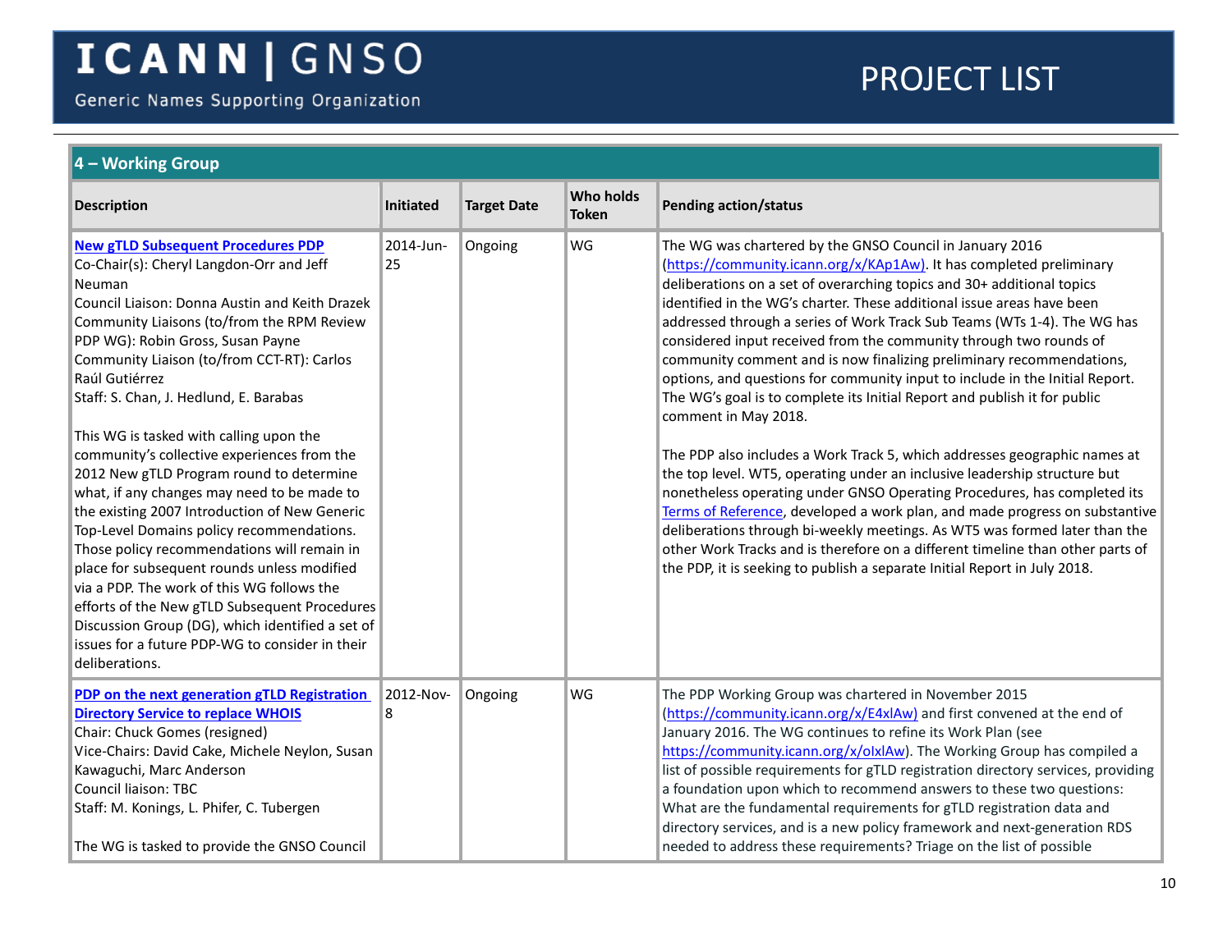## 4 – Working Group

| Description | Initiated | Target Date | Who holds Token | Pending action/status |
|---|---|---|---|---|
| **New gTLD Subsequent Procedures PDP**<br>Co-Chair(s): Cheryl Langdon-Orr and Jeff Neuman<br>Council Liaison: Donna Austin and Keith Drazek<br>Community Liaisons (to/from the RPM Review PDP WG): Robin Gross, Susan Payne<br>Community Liaison (to/from CCT-RT): Carlos Raúl Gutiérrez<br>Staff: S. Chan, J. Hedlund, E. Barabas<br><br>This WG is tasked with calling upon the community's collective experiences from the 2012 New gTLD Program round to determine what, if any changes may need to be made to the existing 2007 Introduction of New Generic Top-Level Domains policy recommendations. Those policy recommendations will remain in place for subsequent rounds unless modified via a PDP. The work of this WG follows the efforts of the New gTLD Subsequent Procedures Discussion Group (DG), which identified a set of issues for a future PDP-WG to consider in their deliberations. | 2014-Jun-25 | Ongoing | WG | The WG was chartered by the GNSO Council in January 2016 (https://community.icann.org/x/KAp1Aw). It has completed preliminary deliberations on a set of overarching topics and 30+ additional topics identified in the WG's charter. These additional issue areas have been addressed through a series of Work Track Sub Teams (WTs 1-4). The WG has considered input received from the community through two rounds of community comment and is now finalizing preliminary recommendations, options, and questions for community input to include in the Initial Report. The WG's goal is to complete its Initial Report and publish it for public comment in May 2018.<br><br>The PDP also includes a Work Track 5, which addresses geographic names at the top level. WT5, operating under an inclusive leadership structure but nonetheless operating under GNSO Operating Procedures, has completed its Terms of Reference, developed a work plan, and made progress on substantive deliberations through bi-weekly meetings. As WT5 was formed later than the other Work Tracks and is therefore on a different timeline than other parts of the PDP, it is seeking to publish a separate Initial Report in July 2018. |
| **PDP on the next generation gTLD Registration Directory Service to replace WHOIS**<br>Chair: Chuck Gomes (resigned)<br>Vice-Chairs: David Cake, Michele Neylon, Susan Kawaguchi, Marc Anderson<br>Council liaison: TBC<br>Staff: M. Konings, L. Phifer, C. Tubergen<br><br>The WG is tasked to provide the GNSO Council | 2012-Nov-8 | Ongoing | WG | The PDP Working Group was chartered in November 2015 (https://community.icann.org/x/E4xlAw) and first convened at the end of January 2016. The WG continues to refine its Work Plan (see https://community.icann.org/x/oIxlAw). The Working Group has compiled a list of possible requirements for gTLD registration directory services, providing a foundation upon which to recommend answers to these two questions: What are the fundamental requirements for gTLD registration data and directory services, and is a new policy framework and next-generation RDS needed to address these requirements? Triage on the list of possible |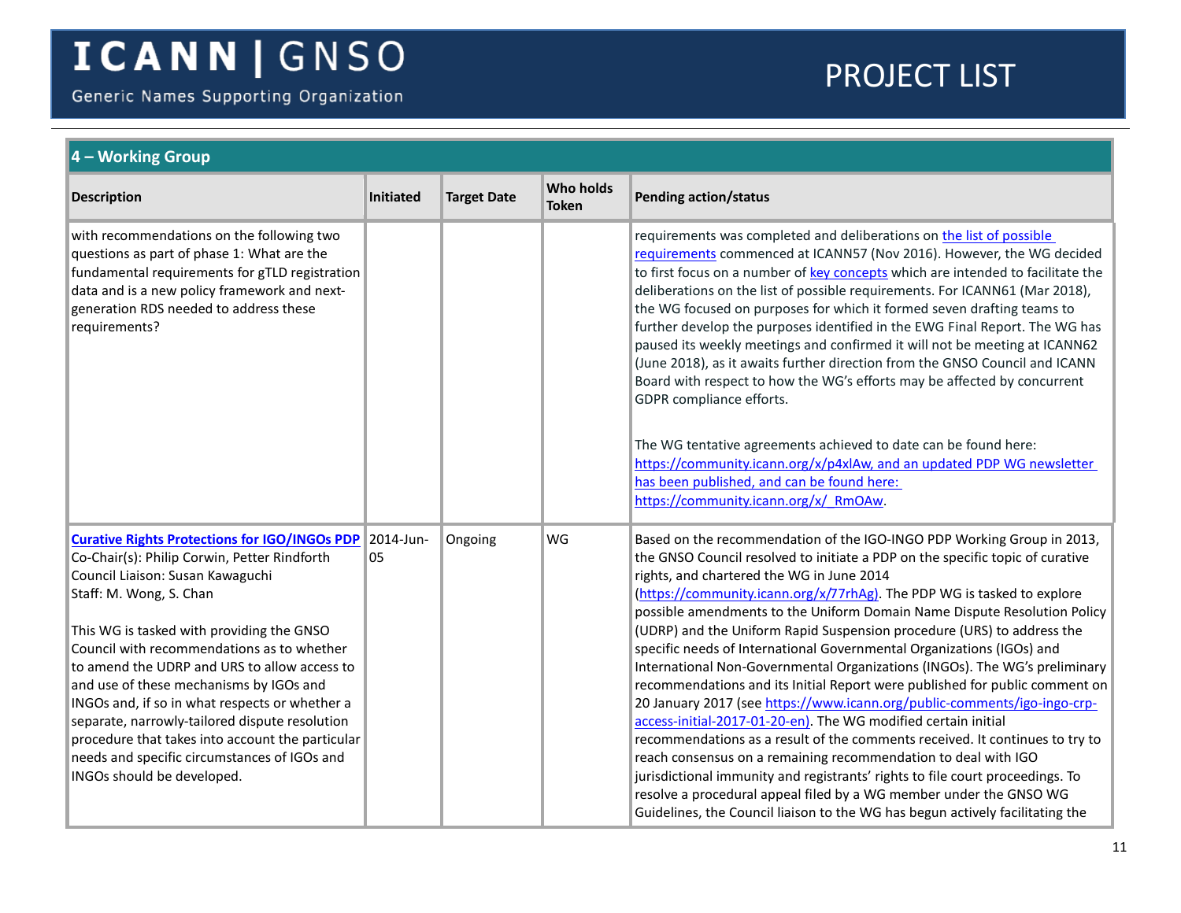## 4 – Working Group

| Description | Initiated | Target Date | Who holds Token | Pending action/status |
| --- | --- | --- | --- | --- |
| with recommendations on the following two questions as part of phase 1: What are the fundamental requirements for gTLD registration data and is a new policy framework and next-generation RDS needed to address these requirements? | | | | requirements was completed and deliberations on [the list of possible requirements]() commenced at ICANN57 (Nov 2016). However, the WG decided to first focus on a number of [key concepts]() which are intended to facilitate the deliberations on the list of possible requirements. For ICANN61 (Mar 2018), the WG focused on purposes for which it formed seven drafting teams to further develop the purposes identified in the EWG Final Report. The WG has paused its weekly meetings and confirmed it will not be meeting at ICANN62 (June 2018), as it awaits further direction from the GNSO Council and ICANN Board with respect to how the WG's efforts may be affected by concurrent GDPR compliance efforts.<br><br>The WG tentative agreements achieved to date can be found here: https://community.icann.org/x/p4xlAw, and an updated PDP WG newsletter has been published, and can be found here: https://community.icann.org/x/_RmOAw. |
| **[Curative Rights Protections for IGO/INGOs PDP]()**<br>Co-Chair(s): Philip Corwin, Petter Rindforth<br>Council Liaison: Susan Kawaguchi<br>Staff: M. Wong, S. Chan<br><br>This WG is tasked with providing the GNSO Council with recommendations as to whether to amend the UDRP and URS to allow access to and use of these mechanisms by IGOs and INGOs and, if so in what respects or whether a separate, narrowly-tailored dispute resolution procedure that takes into account the particular needs and specific circumstances of IGOs and INGOs should be developed. | 2014-Jun-05 | Ongoing | WG | Based on the recommendation of the IGO-INGO PDP Working Group in 2013, the GNSO Council resolved to initiate a PDP on the specific topic of curative rights, and chartered the WG in June 2014 (https://community.icann.org/x/77rhAg). The PDP WG is tasked to explore possible amendments to the Uniform Domain Name Dispute Resolution Policy (UDRP) and the Uniform Rapid Suspension procedure (URS) to address the specific needs of International Governmental Organizations (IGOs) and International Non-Governmental Organizations (INGOs). The WG's preliminary recommendations and its Initial Report were published for public comment on 20 January 2017 (see https://www.icann.org/public-comments/igo-ingo-crp-access-initial-2017-01-20-en). The WG modified certain initial recommendations as a result of the comments received. It continues to try to reach consensus on a remaining recommendation to deal with IGO jurisdictional immunity and registrants' rights to file court proceedings. To resolve a procedural appeal filed by a WG member under the GNSO WG Guidelines, the Council liaison to the WG has begun actively facilitating the |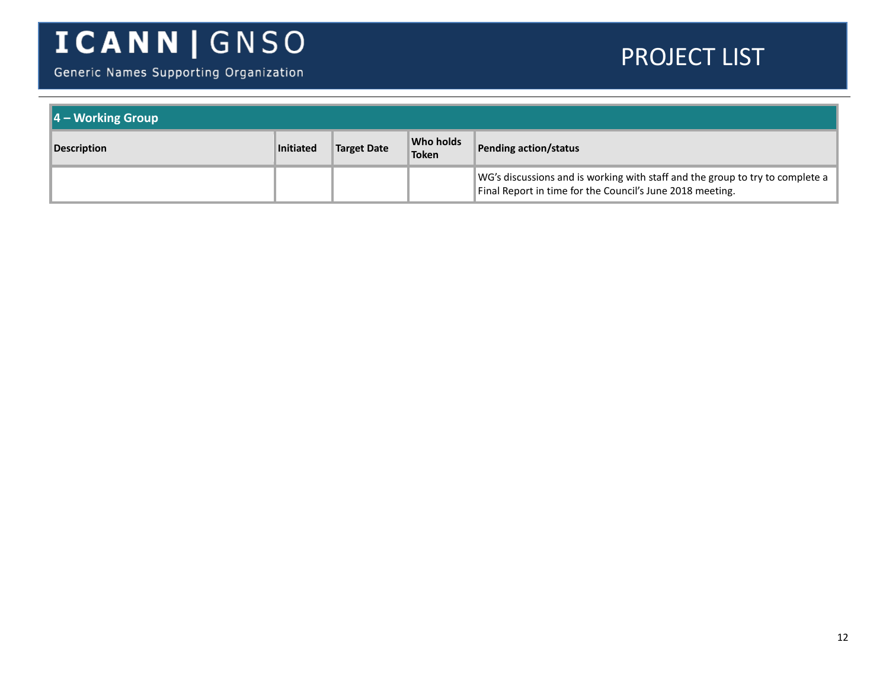| 4 – Working Group | | | | |
|---|---|---|---|---|
| **Description** | **Initiated** | **Target Date** | **Who holds Token** | **Pending action/status** |
| | | | | WG's discussions and is working with staff and the group to try to complete a Final Report in time for the Council's June 2018 meeting. |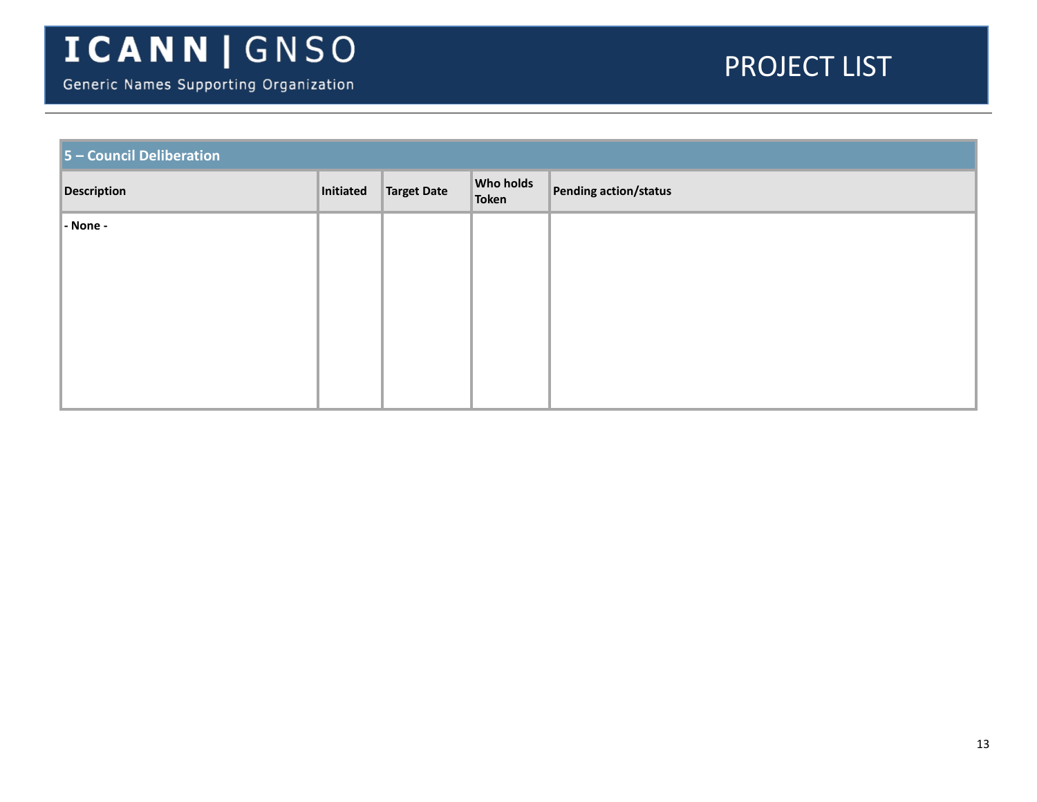| 5 – Council Deliberation | | | | |
|---|---|---|---|---|
| **Description** | **Initiated** | **Target Date** | **Who holds Token** | **Pending action/status** |
| **- None -** | | | | |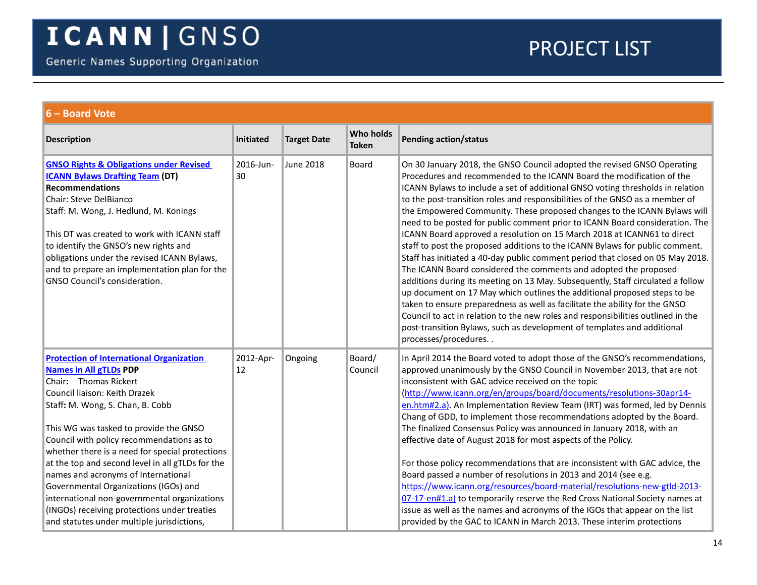## 6 – Board Vote

| Description | Initiated | Target Date | Who holds Token | Pending action/status |
|---|---|---|---|---|
| **GNSO Rights & Obligations under Revised ICANN Bylaws Drafting Team (DT) Recommendations**<br>Chair: Steve DelBianco<br>Staff: M. Wong, J. Hedlund, M. Konings<br><br>This DT was created to work with ICANN staff to identify the GNSO's new rights and obligations under the revised ICANN Bylaws, and to prepare an implementation plan for the GNSO Council's consideration. | 2016-Jun-30 | June 2018 | Board | On 30 January 2018, the GNSO Council adopted the revised GNSO Operating Procedures and recommended to the ICANN Board the modification of the ICANN Bylaws to include a set of additional GNSO voting thresholds in relation to the post-transition roles and responsibilities of the GNSO as a member of the Empowered Community. These proposed changes to the ICANN Bylaws will need to be posted for public comment prior to ICANN Board consideration. The ICANN Board approved a resolution on 15 March 2018 at ICANN61 to direct staff to post the proposed additions to the ICANN Bylaws for public comment. Staff has initiated a 40-day public comment period that closed on 05 May 2018. The ICANN Board considered the comments and adopted the proposed additions during its meeting on 13 May. Subsequently, Staff circulated a follow up document on 17 May which outlines the additional proposed steps to be taken to ensure preparedness as well as facilitate the ability for the GNSO Council to act in relation to the new roles and responsibilities outlined in the post-transition Bylaws, such as development of templates and additional processes/procedures. . |
| **Protection of International Organization Names in All gTLDs PDP**<br>Chair: Thomas Rickert<br>Council liaison: Keith Drazek<br>Staff: M. Wong, S. Chan, B. Cobb<br><br>This WG was tasked to provide the GNSO Council with policy recommendations as to whether there is a need for special protections at the top and second level in all gTLDs for the names and acronyms of International Governmental Organizations (IGOs) and international non-governmental organizations (INGOs) receiving protections under treaties and statutes under multiple jurisdictions, | 2012-Apr-12 | Ongoing | Board/ Council | In April 2014 the Board voted to adopt those of the GNSO's recommendations, approved unanimously by the GNSO Council in November 2013, that are not inconsistent with GAC advice received on the topic (http://www.icann.org/en/groups/board/documents/resolutions-30apr14-en.htm#2.a). An Implementation Review Team (IRT) was formed, led by Dennis Chang of GDD, to implement those recommendations adopted by the Board. The finalized Consensus Policy was announced in January 2018, with an effective date of August 2018 for most aspects of the Policy.<br><br>For those policy recommendations that are inconsistent with GAC advice, the Board passed a number of resolutions in 2013 and 2014 (see e.g. https://www.icann.org/resources/board-material/resolutions-new-gtld-2013-07-17-en#1.a) to temporarily reserve the Red Cross National Society names at issue as well as the names and acronyms of the IGOs that appear on the list provided by the GAC to ICANN in March 2013. These interim protections |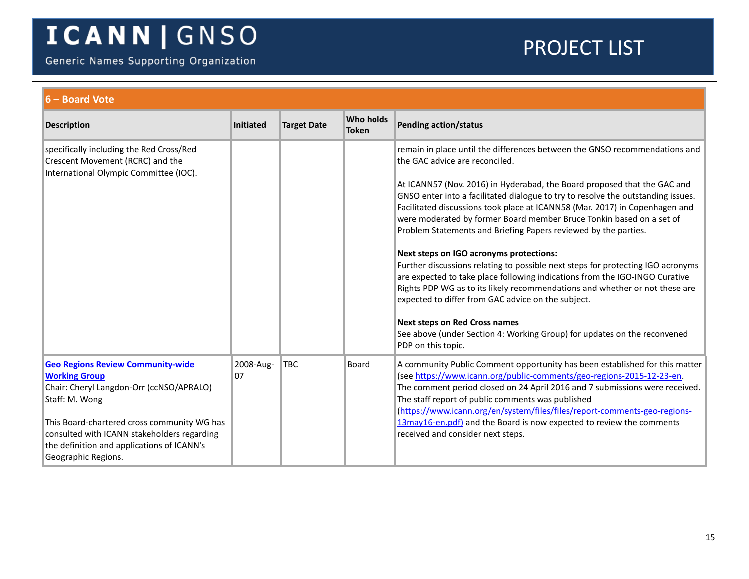## 6 – Board Vote

| Description | Initiated | Target Date | Who holds Token | Pending action/status |
|---|---|---|---|---|
| specifically including the Red Cross/Red Crescent Movement (RCRC) and the International Olympic Committee (IOC). | | | | remain in place until the differences between the GNSO recommendations and the GAC advice are reconciled.<br><br>At ICANN57 (Nov. 2016) in Hyderabad, the Board proposed that the GAC and GNSO enter into a facilitated dialogue to try to resolve the outstanding issues. Facilitated discussions took place at ICANN58 (Mar. 2017) in Copenhagen and were moderated by former Board member Bruce Tonkin based on a set of Problem Statements and Briefing Papers reviewed by the parties.<br><br>**Next steps on IGO acronyms protections:**<br>Further discussions relating to possible next steps for protecting IGO acronyms are expected to take place following indications from the IGO-INGO Curative Rights PDP WG as to its likely recommendations and whether or not these are expected to differ from GAC advice on the subject.<br><br>**Next steps on Red Cross names**<br>See above (under Section 4: Working Group) for updates on the reconvened PDP on this topic. |
| **Geo Regions Review Community-wide Working Group**<br>Chair: Cheryl Langdon-Orr (ccNSO/APRALO)<br>Staff: M. Wong<br><br>This Board-chartered cross community WG has consulted with ICANN stakeholders regarding the definition and applications of ICANN's Geographic Regions. | 2008-Aug-07 | TBC | Board | A community Public Comment opportunity has been established for this matter (see https://www.icann.org/public-comments/geo-regions-2015-12-23-en. The comment period closed on 24 April 2016 and 7 submissions were received. The staff report of public comments was published (https://www.icann.org/en/system/files/files/report-comments-geo-regions-13may16-en.pdf) and the Board is now expected to review the comments received and consider next steps. |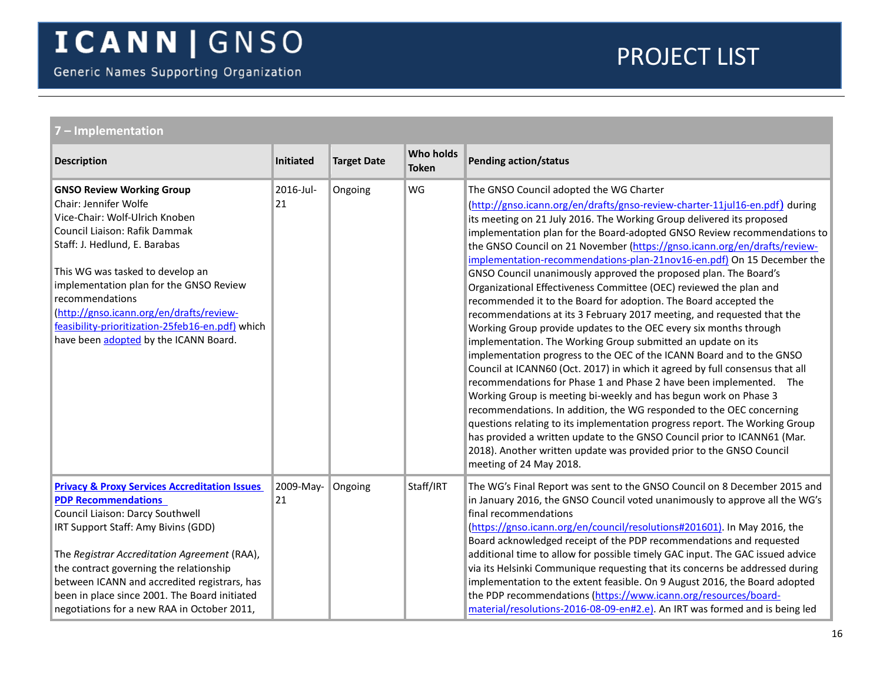# ICANN | GNSO

Generic Names Supporting Organization

## PROJECT LIST

### 7 – Implementation

| Description | Initiated | Target Date | Who holds Token | Pending action/status |
|---|---|---|---|---|
| **GNSO Review Working Group**<br>Chair: Jennifer Wolfe<br>Vice-Chair: Wolf-Ulrich Knoben<br>Council Liaison: Rafik Dammak<br>Staff: J. Hedlund, E. Barabas<br><br>This WG was tasked to develop an implementation plan for the GNSO Review recommendations (http://gnso.icann.org/en/drafts/review-feasibility-prioritization-25feb16-en.pdf) which have been adopted by the ICANN Board. | 2016-Jul-21 | Ongoing | WG | The GNSO Council adopted the WG Charter (http://gnso.icann.org/en/drafts/gnso-review-charter-11jul16-en.pdf) during its meeting on 21 July 2016. The Working Group delivered its proposed implementation plan for the Board-adopted GNSO Review recommendations to the GNSO Council on 21 November (https://gnso.icann.org/en/drafts/review-implementation-recommendations-plan-21nov16-en.pdf) On 15 December the GNSO Council unanimously approved the proposed plan. The Board's Organizational Effectiveness Committee (OEC) reviewed the plan and recommended it to the Board for adoption. The Board accepted the recommendations at its 3 February 2017 meeting, and requested that the Working Group provide updates to the OEC every six months through implementation. The Working Group submitted an update on its implementation progress to the OEC of the ICANN Board and to the GNSO Council at ICANN60 (Oct. 2017) in which it agreed by full consensus that all recommendations for Phase 1 and Phase 2 have been implemented. The Working Group is meeting bi-weekly and has begun work on Phase 3 recommendations. In addition, the WG responded to the OEC concerning questions relating to its implementation progress report. The Working Group has provided a written update to the GNSO Council prior to ICANN61 (Mar. 2018). Another written update was provided prior to the GNSO Council meeting of 24 May 2018. |
| **Privacy & Proxy Services Accreditation Issues PDP Recommendations**<br>Council Liaison: Darcy Southwell<br>IRT Support Staff: Amy Bivins (GDD)<br><br>The *Registrar Accreditation Agreement* (RAA), the contract governing the relationship between ICANN and accredited registrars, has been in place since 2001. The Board initiated negotiations for a new RAA in October 2011, | 2009-May-21 | Ongoing | Staff/IRT | The WG's Final Report was sent to the GNSO Council on 8 December 2015 and in January 2016, the GNSO Council voted unanimously to approve all the WG's final recommendations (https://gnso.icann.org/en/council/resolutions#201601). In May 2016, the Board acknowledged receipt of the PDP recommendations and requested additional time to allow for possible timely GAC input. The GAC issued advice via its Helsinki Communique requesting that its concerns be addressed during implementation to the extent feasible. On 9 August 2016, the Board adopted the PDP recommendations (https://www.icann.org/resources/board-material/resolutions-2016-08-09-en#2.e). An IRT was formed and is being led |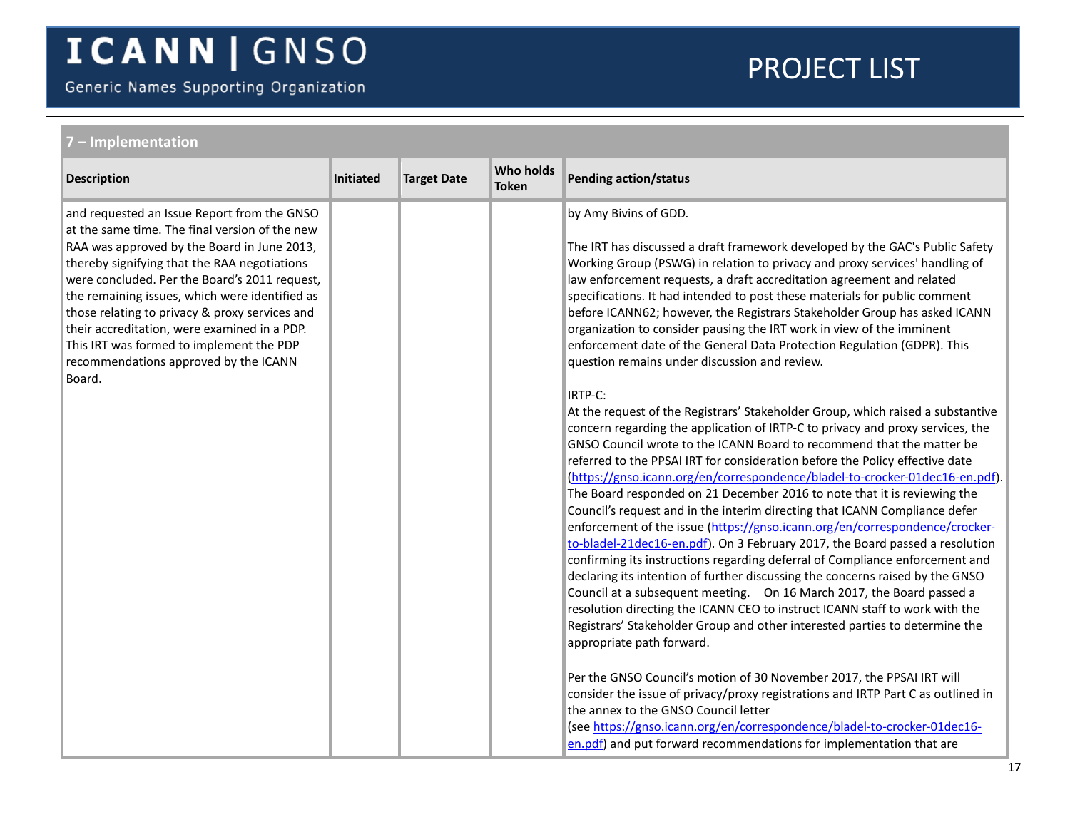## 7 – Implementation

| Description | Initiated | Target Date | Who holds Token | Pending action/status |
|---|---|---|---|---|
| and requested an Issue Report from the GNSO at the same time. The final version of the new RAA was approved by the Board in June 2013, thereby signifying that the RAA negotiations were concluded. Per the Board's 2011 request, the remaining issues, which were identified as those relating to privacy & proxy services and their accreditation, were examined in a PDP. This IRT was formed to implement the PDP recommendations approved by the ICANN Board. | | | | by Amy Bivins of GDD.<br><br>The IRT has discussed a draft framework developed by the GAC's Public Safety Working Group (PSWG) in relation to privacy and proxy services' handling of law enforcement requests, a draft accreditation agreement and related specifications. It had intended to post these materials for public comment before ICANN62; however, the Registrars Stakeholder Group has asked ICANN organization to consider pausing the IRT work in view of the imminent enforcement date of the General Data Protection Regulation (GDPR). This question remains under discussion and review.<br><br>IRTP-C:<br>At the request of the Registrars' Stakeholder Group, which raised a substantive concern regarding the application of IRTP-C to privacy and proxy services, the GNSO Council wrote to the ICANN Board to recommend that the matter be referred to the PPSAI IRT for consideration before the Policy effective date (https://gnso.icann.org/en/correspondence/bladel-to-crocker-01dec16-en.pdf). The Board responded on 21 December 2016 to note that it is reviewing the Council's request and in the interim directing that ICANN Compliance defer enforcement of the issue (https://gnso.icann.org/en/correspondence/crocker-to-bladel-21dec16-en.pdf). On 3 February 2017, the Board passed a resolution confirming its instructions regarding deferral of Compliance enforcement and declaring its intention of further discussing the concerns raised by the GNSO Council at a subsequent meeting. On 16 March 2017, the Board passed a resolution directing the ICANN CEO to instruct ICANN staff to work with the Registrars' Stakeholder Group and other interested parties to determine the appropriate path forward.<br><br>Per the GNSO Council's motion of 30 November 2017, the PPSAI IRT will consider the issue of privacy/proxy registrations and IRTP Part C as outlined in the annex to the GNSO Council letter (see https://gnso.icann.org/en/correspondence/bladel-to-crocker-01dec16-en.pdf) and put forward recommendations for implementation that are |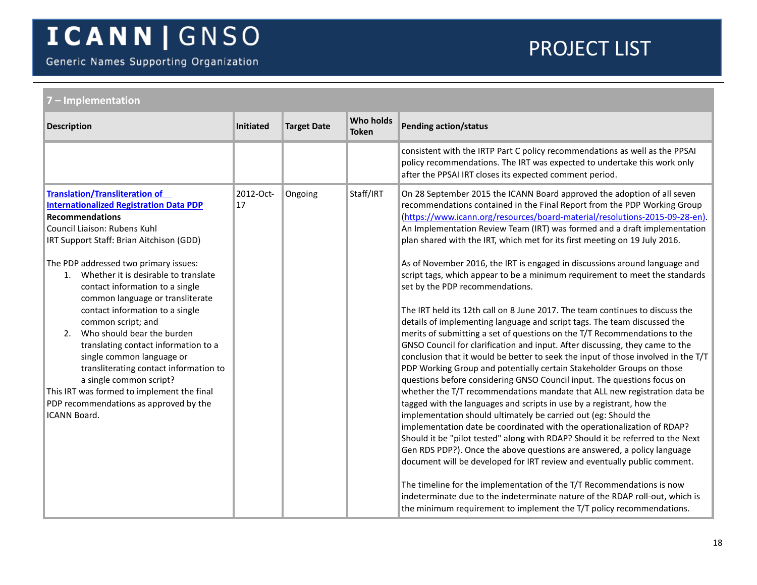## 7 – Implementation

| Description | Initiated | Target Date | Who holds Token | Pending action/status |
|---|---|---|---|---|
| | | | | consistent with the IRTP Part C policy recommendations as well as the PPSAI policy recommendations. The IRT was expected to undertake this work only after the PPSAI IRT closes its expected comment period. |
| **Translation/Transliteration of Internationalized Registration Data PDP** **Recommendations**<br>Council Liaison: Rubens Kuhl<br>IRT Support Staff: Brian Aitchison (GDD)<br><br>The PDP addressed two primary issues:<br>1. Whether it is desirable to translate contact information to a single common language or transliterate contact information to a single common script; and<br>2. Who should bear the burden translating contact information to a single common language or transliterating contact information to a single common script?<br>This IRT was formed to implement the final PDP recommendations as approved by the ICANN Board. | 2012-Oct-17 | Ongoing | Staff/IRT | On 28 September 2015 the ICANN Board approved the adoption of all seven recommendations contained in the Final Report from the PDP Working Group (https://www.icann.org/resources/board-material/resolutions-2015-09-28-en). An Implementation Review Team (IRT) was formed and a draft implementation plan shared with the IRT, which met for its first meeting on 19 July 2016.<br><br>As of November 2016, the IRT is engaged in discussions around language and script tags, which appear to be a minimum requirement to meet the standards set by the PDP recommendations.<br><br>The IRT held its 12th call on 8 June 2017. The team continues to discuss the details of implementing language and script tags. The team discussed the merits of submitting a set of questions on the T/T Recommendations to the GNSO Council for clarification and input. After discussing, they came to the conclusion that it would be better to seek the input of those involved in the T/T PDP Working Group and potentially certain Stakeholder Groups on those questions before considering GNSO Council input. The questions focus on whether the T/T recommendations mandate that ALL new registration data be tagged with the languages and scripts in use by a registrant, how the implementation should ultimately be carried out (eg: Should the implementation date be coordinated with the operationalization of RDAP? Should it be "pilot tested" along with RDAP? Should it be referred to the Next Gen RDS PDP?). Once the above questions are answered, a policy language document will be developed for IRT review and eventually public comment.<br><br>The timeline for the implementation of the T/T Recommendations is now indeterminate due to the indeterminate nature of the RDAP roll-out, which is the minimum requirement to implement the T/T policy recommendations. |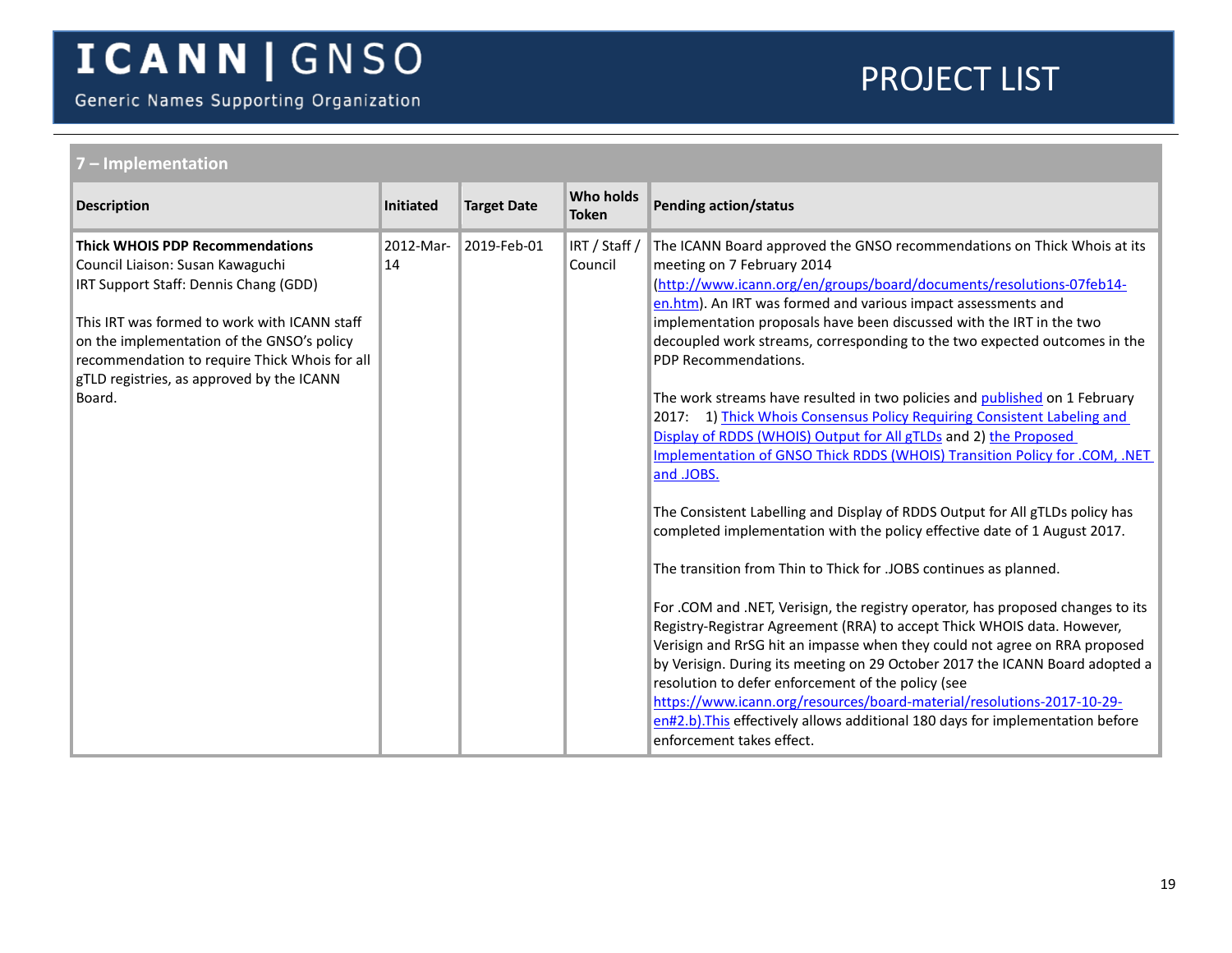## 7 – Implementation

| Description | Initiated | Target Date | Who holds Token | Pending action/status |
|---|---|---|---|---|
| **Thick WHOIS PDP Recommendations**<br>Council Liaison: Susan Kawaguchi<br>IRT Support Staff: Dennis Chang (GDD)<br><br>This IRT was formed to work with ICANN staff on the implementation of the GNSO's policy recommendation to require Thick Whois for all gTLD registries, as approved by the ICANN Board. | 2012-Mar-14 | 2019-Feb-01 | IRT / Staff / Council | The ICANN Board approved the GNSO recommendations on Thick Whois at its meeting on 7 February 2014 (http://www.icann.org/en/groups/board/documents/resolutions-07feb14-en.htm). An IRT was formed and various impact assessments and implementation proposals have been discussed with the IRT in the two decoupled work streams, corresponding to the two expected outcomes in the PDP Recommendations.<br><br>The work streams have resulted in two policies and published on 1 February 2017: 1) Thick Whois Consensus Policy Requiring Consistent Labeling and Display of RDDS (WHOIS) Output for All gTLDs and 2) the Proposed Implementation of GNSO Thick RDDS (WHOIS) Transition Policy for .COM, .NET and .JOBS.<br><br>The Consistent Labelling and Display of RDDS Output for All gTLDs policy has completed implementation with the policy effective date of 1 August 2017.<br><br>The transition from Thin to Thick for .JOBS continues as planned.<br><br>For .COM and .NET, Verisign, the registry operator, has proposed changes to its Registry-Registrar Agreement (RRA) to accept Thick WHOIS data. However, Verisign and RrSG hit an impasse when they could not agree on RRA proposed by Verisign. During its meeting on 29 October 2017 the ICANN Board adopted a resolution to defer enforcement of the policy (see https://www.icann.org/resources/board-material/resolutions-2017-10-29-en#2.b).This effectively allows additional 180 days for implementation before enforcement takes effect. |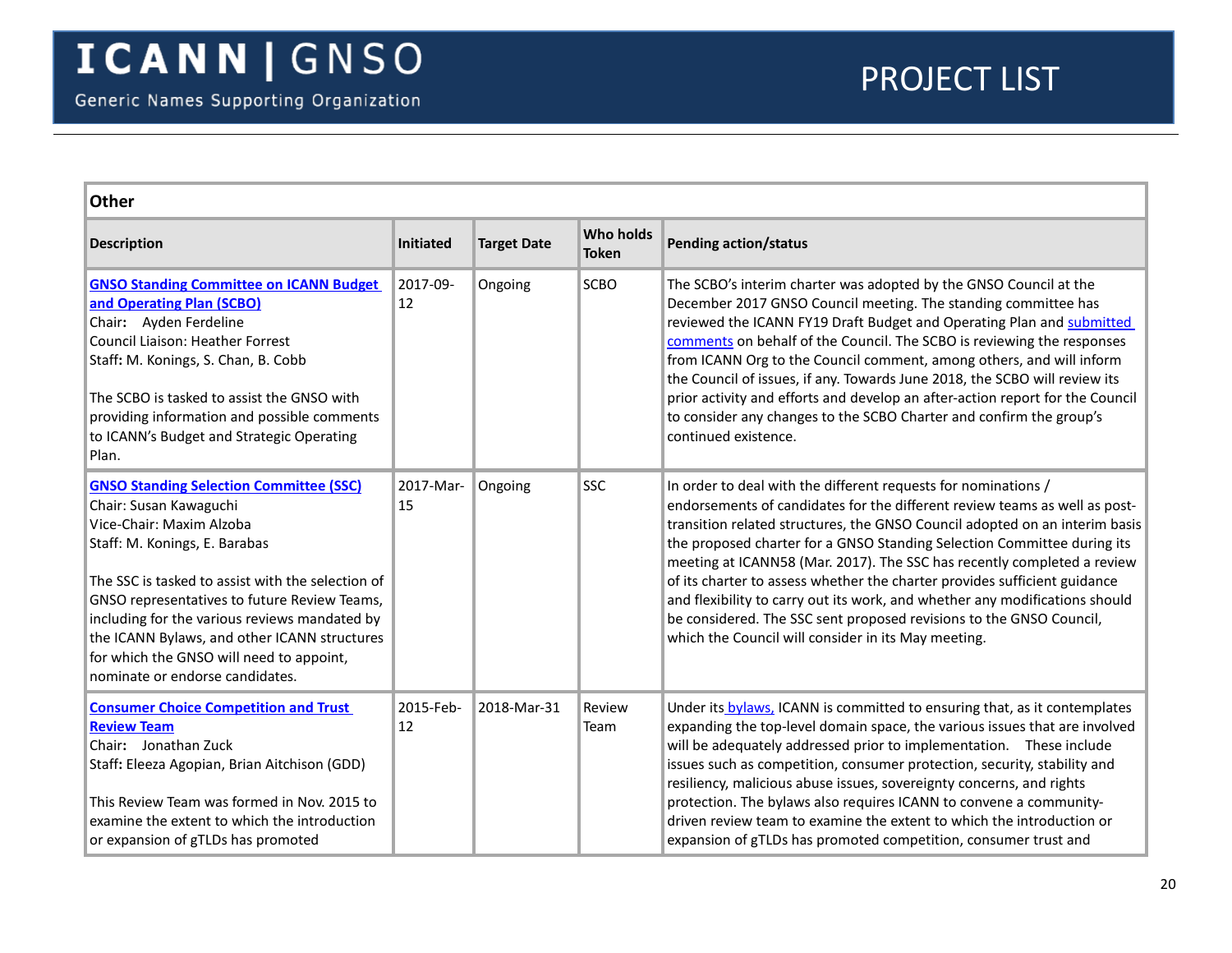| Other | | | | |
|---|---|---|---|---|
| **Description** | **Initiated** | **Target Date** | **Who holds Token** | **Pending action/status** |
| **GNSO Standing Committee on ICANN Budget and Operating Plan (SCBO)**<br>Chair: Ayden Ferdeline<br>Council Liaison: Heather Forrest<br>Staff: M. Konings, S. Chan, B. Cobb<br><br>The SCBO is tasked to assist the GNSO with providing information and possible comments to ICANN's Budget and Strategic Operating Plan. | 2017-09-12 | Ongoing | SCBO | The SCBO's interim charter was adopted by the GNSO Council at the December 2017 GNSO Council meeting. The standing committee has reviewed the ICANN FY19 Draft Budget and Operating Plan and submitted comments on behalf of the Council. The SCBO is reviewing the responses from ICANN Org to the Council comment, among others, and will inform the Council of issues, if any. Towards June 2018, the SCBO will review its prior activity and efforts and develop an after-action report for the Council to consider any changes to the SCBO Charter and confirm the group's continued existence. |
| **GNSO Standing Selection Committee (SSC)**<br>Chair: Susan Kawaguchi<br>Vice-Chair: Maxim Alzoba<br>Staff: M. Konings, E. Barabas<br><br>The SSC is tasked to assist with the selection of GNSO representatives to future Review Teams, including for the various reviews mandated by the ICANN Bylaws, and other ICANN structures for which the GNSO will need to appoint, nominate or endorse candidates. | 2017-Mar-15 | Ongoing | SSC | In order to deal with the different requests for nominations / endorsements of candidates for the different review teams as well as post-transition related structures, the GNSO Council adopted on an interim basis the proposed charter for a GNSO Standing Selection Committee during its meeting at ICANN58 (Mar. 2017). The SSC has recently completed a review of its charter to assess whether the charter provides sufficient guidance and flexibility to carry out its work, and whether any modifications should be considered. The SSC sent proposed revisions to the GNSO Council, which the Council will consider in its May meeting. |
| **Consumer Choice Competition and Trust Review Team**<br>Chair: Jonathan Zuck<br>Staff: Eleeza Agopian, Brian Aitchison (GDD)<br><br>This Review Team was formed in Nov. 2015 to examine the extent to which the introduction or expansion of gTLDs has promoted | 2015-Feb-12 | 2018-Mar-31 | Review Team | Under its bylaws, ICANN is committed to ensuring that, as it contemplates expanding the top-level domain space, the various issues that are involved will be adequately addressed prior to implementation. These include issues such as competition, consumer protection, security, stability and resiliency, malicious abuse issues, sovereignty concerns, and rights protection. The bylaws also requires ICANN to convene a community-driven review team to examine the extent to which the introduction or expansion of gTLDs has promoted competition, consumer trust and |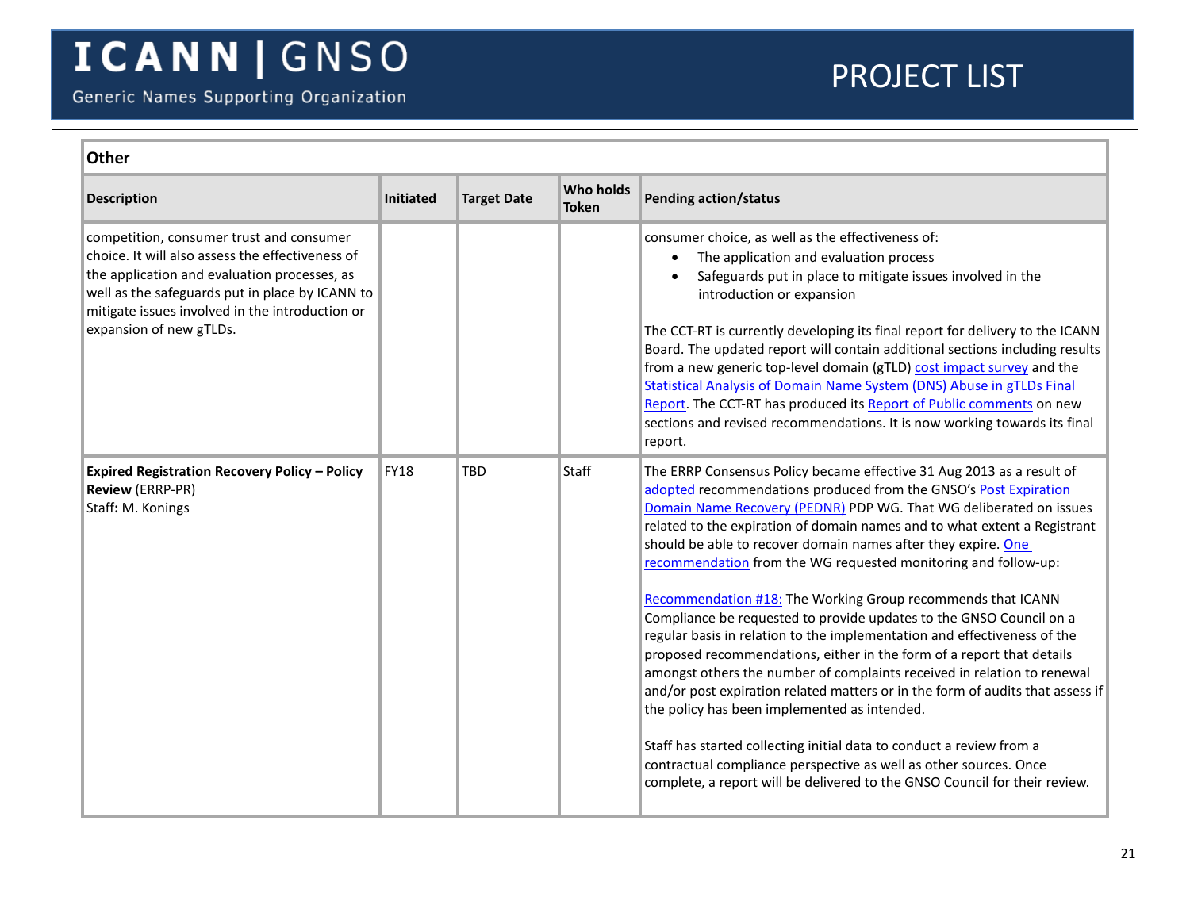| **Other** | | | | |
|---|---|---|---|---|
| **Description** | **Initiated** | **Target Date** | **Who holds Token** | **Pending action/status** |
| competition, consumer trust and consumer choice. It will also assess the effectiveness of the application and evaluation processes, as well as the safeguards put in place by ICANN to mitigate issues involved in the introduction or expansion of new gTLDs. | | | | consumer choice, as well as the effectiveness of:<br>• The application and evaluation process<br>• Safeguards put in place to mitigate issues involved in the introduction or expansion<br><br>The CCT-RT is currently developing its final report for delivery to the ICANN Board. The updated report will contain additional sections including results from a new generic top-level domain (gTLD) cost impact survey and the Statistical Analysis of Domain Name System (DNS) Abuse in gTLDs Final Report. The CCT-RT has produced its Report of Public comments on new sections and revised recommendations. It is now working towards its final report. |
| **Expired Registration Recovery Policy – Policy Review** (ERRP-PR)<br>Staff**:** M. Konings | FY18 | TBD | Staff | The ERRP Consensus Policy became effective 31 Aug 2013 as a result of adopted recommendations produced from the GNSO's Post Expiration Domain Name Recovery (PEDNR) PDP WG. That WG deliberated on issues related to the expiration of domain names and to what extent a Registrant should be able to recover domain names after they expire. One recommendation from the WG requested monitoring and follow-up:<br><br>Recommendation #18: The Working Group recommends that ICANN Compliance be requested to provide updates to the GNSO Council on a regular basis in relation to the implementation and effectiveness of the proposed recommendations, either in the form of a report that details amongst others the number of complaints received in relation to renewal and/or post expiration related matters or in the form of audits that assess if the policy has been implemented as intended.<br><br>Staff has started collecting initial data to conduct a review from a contractual compliance perspective as well as other sources. Once complete, a report will be delivered to the GNSO Council for their review. |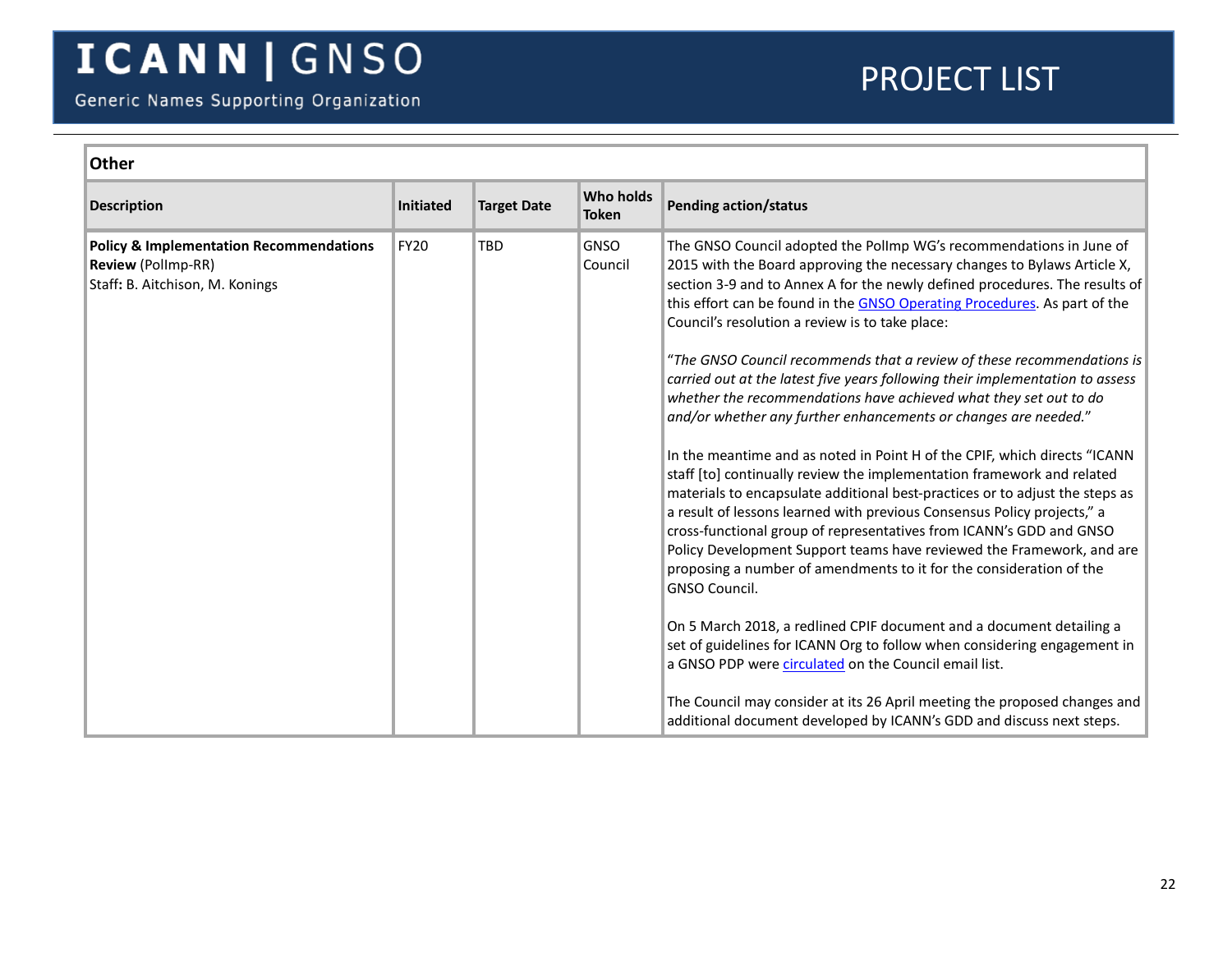| Other | | | | |
|---|---|---|---|---|
| **Description** | **Initiated** | **Target Date** | **Who holds Token** | **Pending action/status** |
| **Policy & Implementation Recommendations Review** (PolImp-RR)<br>Staff: B. Aitchison, M. Konings | FY20 | TBD | GNSO Council | The GNSO Council adopted the PolImp WG's recommendations in June of 2015 with the Board approving the necessary changes to Bylaws Article X, section 3-9 and to Annex A for the newly defined procedures. The results of this effort can be found in the [GNSO Operating Procedures](). As part of the Council's resolution a review is to take place:<br><br>"*The GNSO Council recommends that a review of these recommendations is carried out at the latest five years following their implementation to assess whether the recommendations have achieved what they set out to do and/or whether any further enhancements or changes are needed.*"<br><br>In the meantime and as noted in Point H of the CPIF, which directs "ICANN staff [to] continually review the implementation framework and related materials to encapsulate additional best-practices or to adjust the steps as a result of lessons learned with previous Consensus Policy projects," a cross-functional group of representatives from ICANN's GDD and GNSO Policy Development Support teams have reviewed the Framework, and are proposing a number of amendments to it for the consideration of the GNSO Council.<br><br>On 5 March 2018, a redlined CPIF document and a document detailing a set of guidelines for ICANN Org to follow when considering engagement in a GNSO PDP were [circulated]() on the Council email list.<br><br>The Council may consider at its 26 April meeting the proposed changes and additional document developed by ICANN's GDD and discuss next steps. |